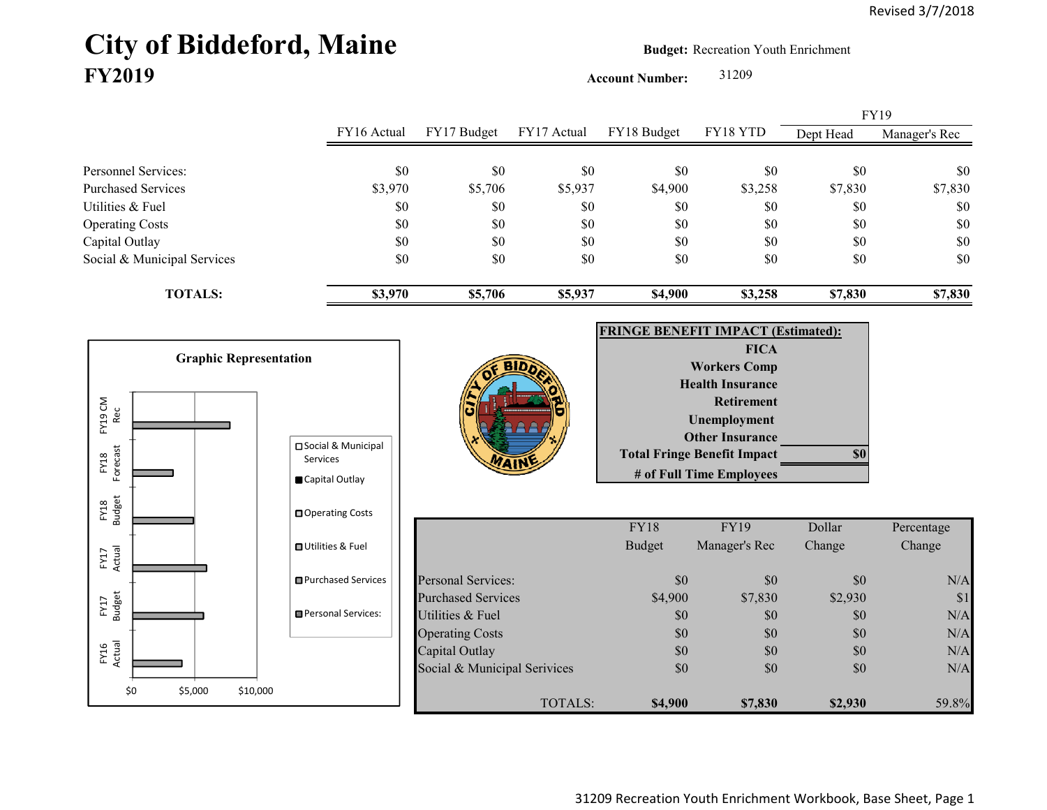Revised 3/7/2018

# City of Biddeford, Maine
## FY2019

**Budget:** Recreation Youth Enrichment

**Account Number:** 31209

| | FY16 Actual | FY17 Budget | FY17 Actual | FY18 Budget | FY18 YTD | FY19 Dept Head | FY19 Manager's Rec |
|---|---|---|---|---|---|---|---|
| Personnel Services: | $0 | $0 | $0 | $0 | $0 | $0 | $0 |
| Purchased Services | $3,970 | $5,706 | $5,937 | $4,900 | $3,258 | $7,830 | $7,830 |
| Utilities & Fuel | $0 | $0 | $0 | $0 | $0 | $0 | $0 |
| Operating Costs | $0 | $0 | $0 | $0 | $0 | $0 | $0 |
| Capital Outlay | $0 | $0 | $0 | $0 | $0 | $0 | $0 |
| Social & Municipal Services | $0 | $0 | $0 | $0 | $0 | $0 | $0 |
| **TOTALS:** | **$3,970** | **$5,706** | **$5,937** | **$4,900** | **$3,258** | **$7,830** | **$7,830** |

**Graphic Representation**

**FRINGE BENEFIT IMPACT (Estimated):**

| | |
|---|---|
| FICA | |
| Workers Comp | |
| Health Insurance | |
| Retirement | |
| Unemployment | |
| Other Insurance | |
| **Total Fringe Benefit Impact** | **$0** |
| # of Full Time Employees | |

| | FY18 Budget | FY19 Manager's Rec | Dollar Change | Percentage Change |
|---|---|---|---|---|
| Personal Services: | $0 | $0 | $0 | N/A |
| Purchased Services | $4,900 | $7,830 | $2,930 | $1 |
| Utilities & Fuel | $0 | $0 | $0 | N/A |
| Operating Costs | $0 | $0 | $0 | N/A |
| Capital Outlay | $0 | $0 | $0 | N/A |
| Social & Municipal Services | $0 | $0 | $0 | N/A |
| TOTALS: | **$4,900** | **$7,830** | **$2,930** | 59.8% |

31209 Recreation Youth Enrichment Workbook, Base Sheet, Page 1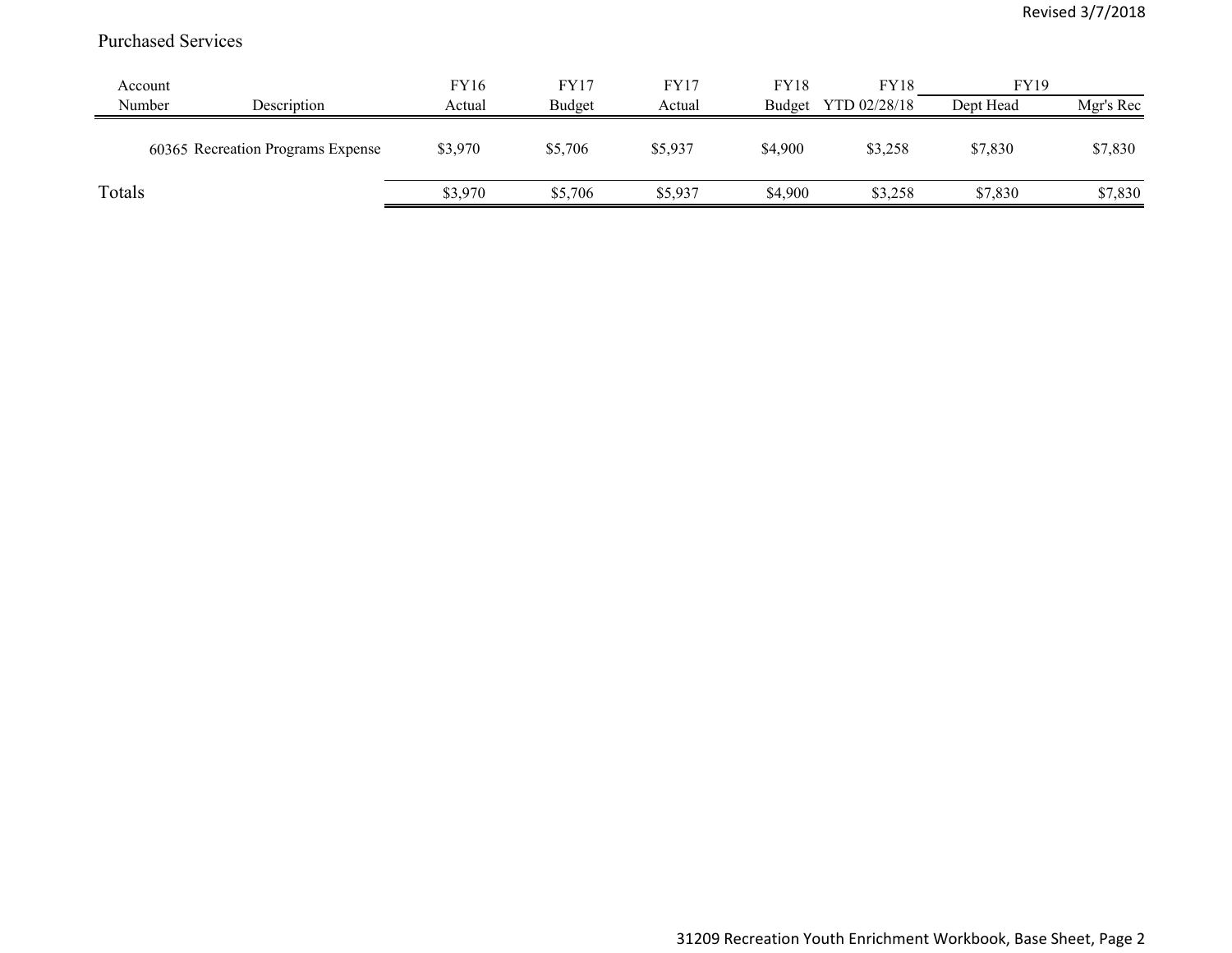Purchased Services

| Account Number | Description | FY16 Actual | FY17 Budget | FY17 Actual | FY18 Budget | FY18 YTD 02/28/18 | FY19 Dept Head | FY19 Mgr's Rec |
|---|---|---|---|---|---|---|---|---|
| 60365 | Recreation Programs Expense | $3,970 | $5,706 | $5,937 | $4,900 | $3,258 | $7,830 | $7,830 |
| Totals | | $3,970 | $5,706 | $5,937 | $4,900 | $3,258 | $7,830 | $7,830 |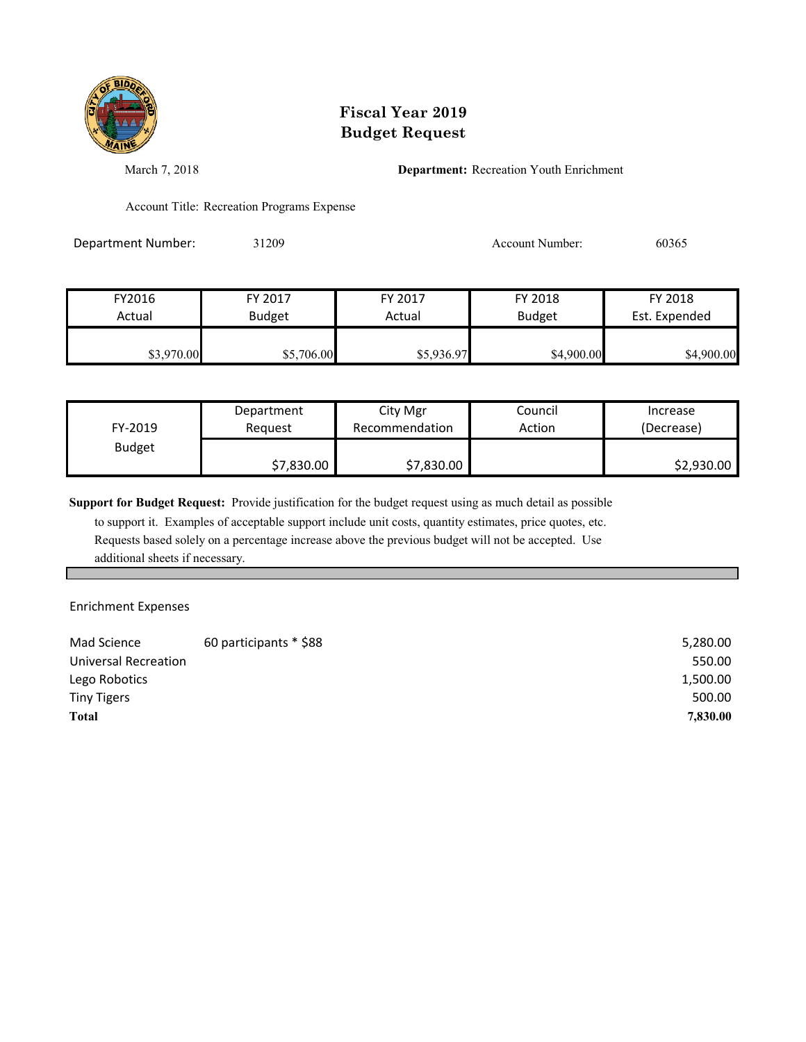# Fiscal Year 2019
# Budget Request

March 7, 2018

**Department:** Recreation Youth Enrichment

Account Title: Recreation Programs Expense

Department Number: 31209

Account Number: 60365

| FY2016 Actual | FY 2017 Budget | FY 2017 Actual | FY 2018 Budget | FY 2018 Est. Expended |
|---|---|---|---|---|
| $3,970.00 | $5,706.00 | $5,936.97 | $4,900.00 | $4,900.00 |

| FY-2019 Budget | Department Request | City Mgr Recommendation | Council Action | Increase (Decrease) |
|---|---|---|---|---|
| | $7,830.00 | $7,830.00 | | $2,930.00 |

**Support for Budget Request:** Provide justification for the budget request using as much detail as possible to support it. Examples of acceptable support include unit costs, quantity estimates, price quotes, etc. Requests based solely on a percentage increase above the previous budget will not be accepted. Use additional sheets if necessary.

Enrichment Expenses

| | | |
|---|---|---|
| Mad Science | 60 participants * $88 | 5,280.00 |
| Universal Recreation | | 550.00 |
| Lego Robotics | | 1,500.00 |
| Tiny Tigers | | 500.00 |
| **Total** | | **7,830.00** |